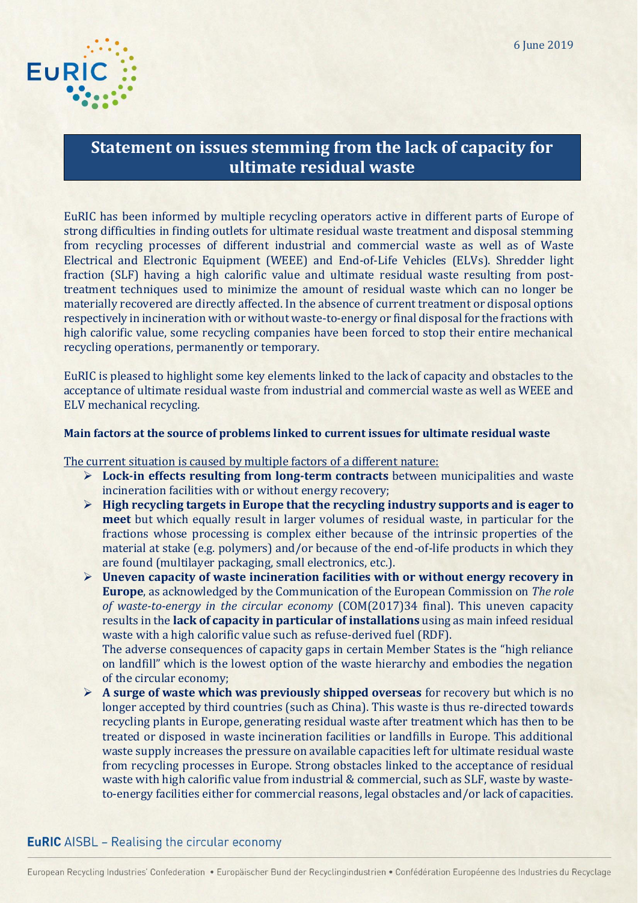6 June 2019

# Statement on issues stemming from the lack of capacity for ultimate residual waste

EuRIC has been informed by multiple recycling operators active in different parts of Europe of strong difficulties in finding outlets for ultimate residual waste treatment and disposal stemming from recycling processes of different industrial and commercial waste as well as of Waste Electrical and Electronic Equipment (WEEE) and End-of-Life Vehicles (ELVs). Shredder light fraction (SLF) having a high calorific value and ultimate residual waste resulting from post-treatment techniques used to minimize the amount of residual waste which can no longer be materially recovered are directly affected. In the absence of current treatment or disposal options respectively in incineration with or without waste-to-energy or final disposal for the fractions with high calorific value, some recycling companies have been forced to stop their entire mechanical recycling operations, permanently or temporary.

EuRIC is pleased to highlight some key elements linked to the lack of capacity and obstacles to the acceptance of ultimate residual waste from industrial and commercial waste as well as WEEE and ELV mechanical recycling.

**Main factors at the source of problems linked to current issues for ultimate residual waste**

<u>The current situation is caused by multiple factors of a different nature:</u>

- **Lock-in effects resulting from long-term contracts** between municipalities and waste incineration facilities with or without energy recovery;
- **High recycling targets in Europe that the recycling industry supports and is eager to meet** but which equally result in larger volumes of residual waste, in particular for the fractions whose processing is complex either because of the intrinsic properties of the material at stake (e.g. polymers) and/or because of the end-of-life products in which they are found (multilayer packaging, small electronics, etc.).
- **Uneven capacity of waste incineration facilities with or without energy recovery in Europe**, as acknowledged by the Communication of the European Commission on *The role of waste-to-energy in the circular economy* (COM(2017)34 final). This uneven capacity results in the **lack of capacity in particular of installations** using as main infeed residual waste with a high calorific value such as refuse-derived fuel (RDF).
  The adverse consequences of capacity gaps in certain Member States is the "high reliance on landfill" which is the lowest option of the waste hierarchy and embodies the negation of the circular economy;
- **A surge of waste which was previously shipped overseas** for recovery but which is no longer accepted by third countries (such as China). This waste is thus re-directed towards recycling plants in Europe, generating residual waste after treatment which has then to be treated or disposed in waste incineration facilities or landfills in Europe. This additional waste supply increases the pressure on available capacities left for ultimate residual waste from recycling processes in Europe. Strong obstacles linked to the acceptance of residual waste with high calorific value from industrial & commercial, such as SLF, waste by waste-to-energy facilities either for commercial reasons, legal obstacles and/or lack of capacities.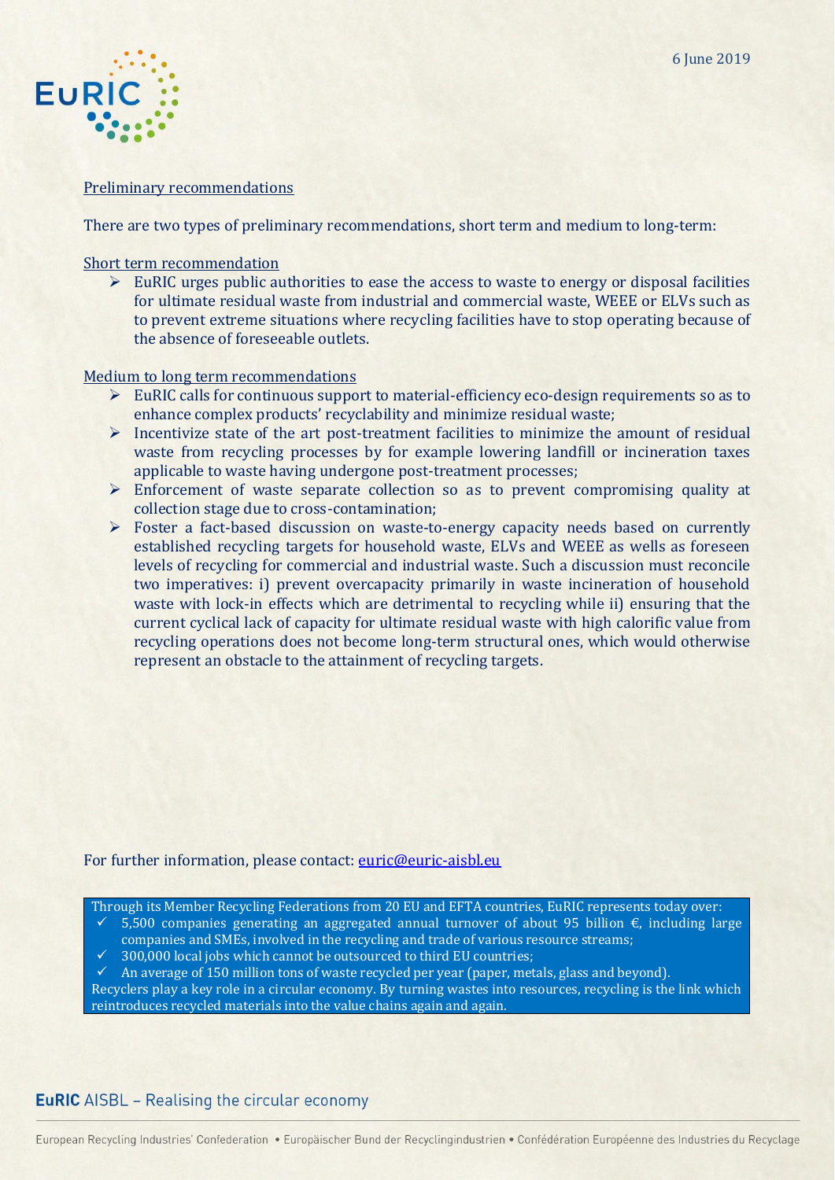6 June 2019

Preliminary recommendations

There are two types of preliminary recommendations, short term and medium to long-term:

Short term recommendation

- EuRIC urges public authorities to ease the access to waste to energy or disposal facilities for ultimate residual waste from industrial and commercial waste, WEEE or ELVs such as to prevent extreme situations where recycling facilities have to stop operating because of the absence of foreseeable outlets.

Medium to long term recommendations

- EuRIC calls for continuous support to material-efficiency eco-design requirements so as to enhance complex products' recyclability and minimize residual waste;
- Incentivize state of the art post-treatment facilities to minimize the amount of residual waste from recycling processes by for example lowering landfill or incineration taxes applicable to waste having undergone post-treatment processes;
- Enforcement of waste separate collection so as to prevent compromising quality at collection stage due to cross-contamination;
- Foster a fact-based discussion on waste-to-energy capacity needs based on currently established recycling targets for household waste, ELVs and WEEE as wells as foreseen levels of recycling for commercial and industrial waste. Such a discussion must reconcile two imperatives: i) prevent overcapacity primarily in waste incineration of household waste with lock-in effects which are detrimental to recycling while ii) ensuring that the current cyclical lack of capacity for ultimate residual waste with high calorific value from recycling operations does not become long-term structural ones, which would otherwise represent an obstacle to the attainment of recycling targets.

For further information, please contact: euric@euric-aisbl.eu

Through its Member Recycling Federations from 20 EU and EFTA countries, EuRIC represents today over:

- ✓ 5,500 companies generating an aggregated annual turnover of about 95 billion €, including large companies and SMEs, involved in the recycling and trade of various resource streams;
- ✓ 300,000 local jobs which cannot be outsourced to third EU countries;
- ✓ An average of 150 million tons of waste recycled per year (paper, metals, glass and beyond).

Recyclers play a key role in a circular economy. By turning wastes into resources, recycling is the link which reintroduces recycled materials into the value chains again and again.

**EuRIC** AISBL – Realising the circular economy

European Recycling Industries' Confederation • Europäischer Bund der Recyclingindustrien • Confédération Européenne des Industries du Recyclage